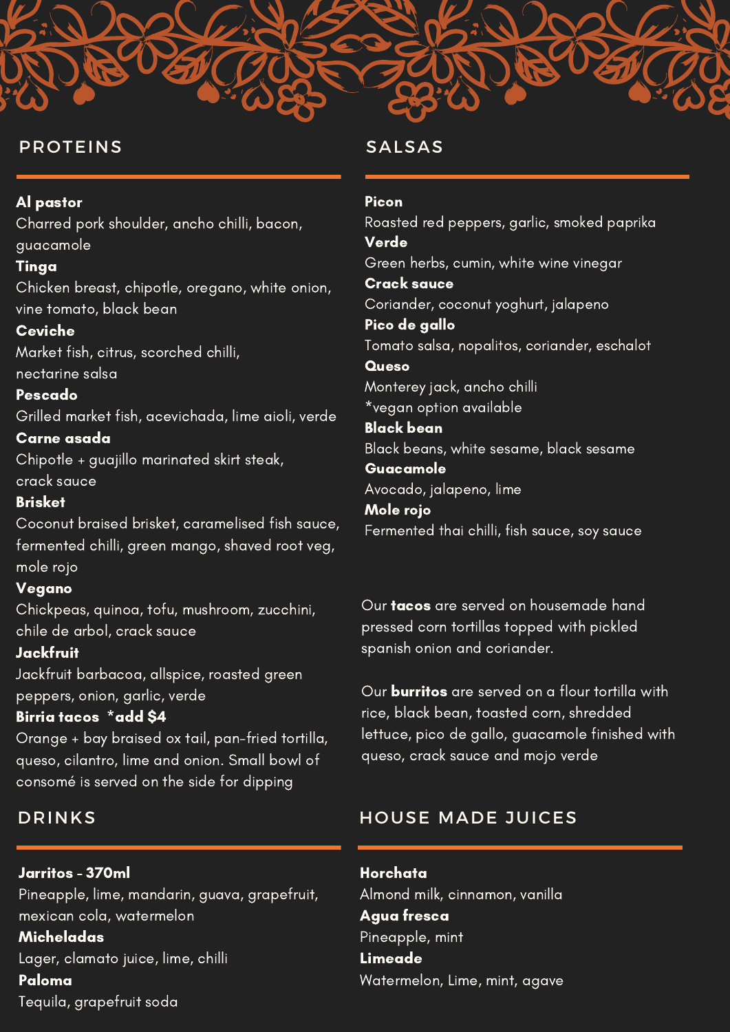## PROTEINS

**Al pastor**
Charred pork shoulder, ancho chilli, bacon, guacamole

**Tinga**
Chicken breast, chipotle, oregano, white onion, vine tomato, black bean

**Ceviche**
Market fish, citrus, scorched chilli, nectarine salsa

**Pescado**
Grilled market fish, acevichada, lime aioli, verde

**Carne asada**
Chipotle + guajillo marinated skirt steak, crack sauce

**Brisket**
Coconut braised brisket, caramelised fish sauce, fermented chilli, green mango, shaved root veg, mole rojo

**Vegano**
Chickpeas, quinoa, tofu, mushroom, zucchini, chile de arbol, crack sauce

**Jackfruit**
Jackfruit barbacoa, allspice, roasted green peppers, onion, garlic, verde

**Birria tacos  *add $4**
Orange + bay braised ox tail, pan-fried tortilla, queso, cilantro, lime and onion. Small bowl of consomé is served on the side for dipping

## SALSAS

**Picon**
Roasted red peppers, garlic, smoked paprika

**Verde**
Green herbs, cumin, white wine vinegar

**Crack sauce**
Coriander, coconut yoghurt, jalapeno

**Pico de gallo**
Tomato salsa, nopalitos, coriander, eschalot

**Queso**
Monterey jack, ancho chilli
*vegan option available

**Black bean**
Black beans, white sesame, black sesame

**Guacamole**
Avocado, jalapeno, lime

**Mole rojo**
Fermented thai chilli, fish sauce, soy sauce

Our **tacos** are served on housemade hand pressed corn tortillas topped with pickled spanish onion and coriander.

Our **burritos** are served on a flour tortilla with rice, black bean, toasted corn, shredded lettuce, pico de gallo, guacamole finished with queso, crack sauce and mojo verde

## DRINKS

**Jarritos - 370ml**
Pineapple, lime, mandarin, guava, grapefruit, mexican cola, watermelon

**Micheladas**
Lager, clamato juice, lime, chilli

**Paloma**
Tequila, grapefruit soda

## HOUSE MADE JUICES

**Horchata**
Almond milk, cinnamon, vanilla

**Agua fresca**
Pineapple, mint

**Limeade**
Watermelon, Lime, mint, agave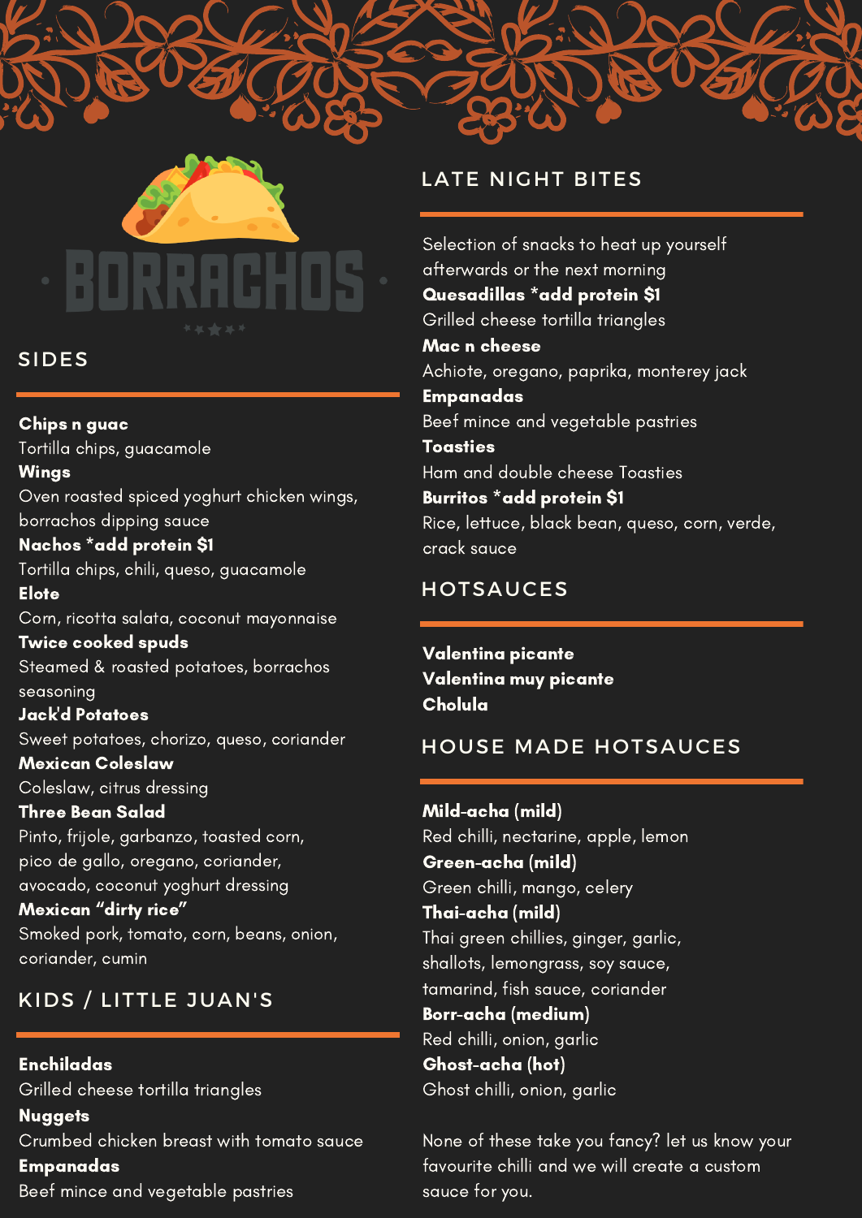# BORRACHOS

## SIDES

**Chips n guac**
Tortilla chips, guacamole

**Wings**
Oven roasted spiced yoghurt chicken wings, borrachos dipping sauce

**Nachos *add protein $1**
Tortilla chips, chili, queso, guacamole

**Elote**
Corn, ricotta salata, coconut mayonnaise

**Twice cooked spuds**
Steamed & roasted potatoes, borrachos seasoning

**Jack'd Potatoes**
Sweet potatoes, chorizo, queso, coriander

**Mexican Coleslaw**
Coleslaw, citrus dressing

**Three Bean Salad**
Pinto, frijole, garbanzo, toasted corn, pico de gallo, oregano, coriander, avocado, coconut yoghurt dressing

**Mexican "dirty rice"**
Smoked pork, tomato, corn, beans, onion, coriander, cumin

## KIDS / LITTLE JUAN'S

**Enchiladas**
Grilled cheese tortilla triangles

**Nuggets**
Crumbed chicken breast with tomato sauce

**Empanadas**
Beef mince and vegetable pastries

## LATE NIGHT BITES

Selection of snacks to heat up yourself afterwards or the next morning

**Quesadillas *add protein $1**
Grilled cheese tortilla triangles

**Mac n cheese**
Achiote, oregano, paprika, monterey jack

**Empanadas**
Beef mince and vegetable pastries

**Toasties**
Ham and double cheese Toasties

**Burritos *add protein $1**
Rice, lettuce, black bean, queso, corn, verde, crack sauce

## HOTSAUCES

**Valentina picante**
**Valentina muy picante**
**Cholula**

## HOUSE MADE HOTSAUCES

**Mild-acha (mild)**
Red chilli, nectarine, apple, lemon

**Green-acha (mild)**
Green chilli, mango, celery

**Thai-acha (mild)**
Thai green chillies, ginger, garlic, shallots, lemongrass, soy sauce, tamarind, fish sauce, coriander

**Borr-acha (medium)**
Red chilli, onion, garlic

**Ghost-acha (hot)**
Ghost chilli, onion, garlic

None of these take you fancy? let us know your favourite chilli and we will create a custom sauce for you.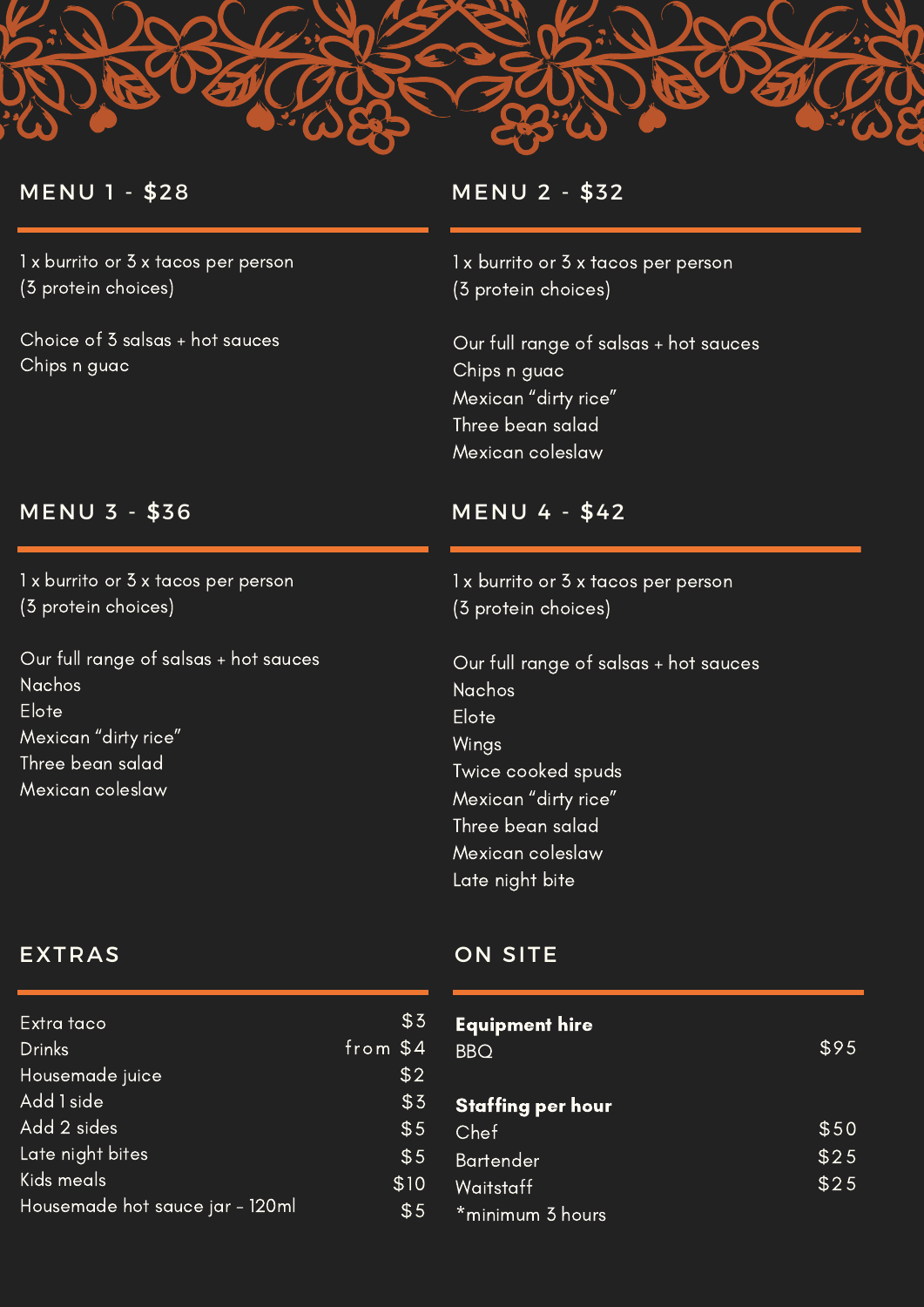## MENU 1 - $28

1 x burrito or 3 x tacos per person
(3 protein choices)

Choice of 3 salsas + hot sauces
Chips n guac

## MENU 2 - $32

1 x burrito or 3 x tacos per person
(3 protein choices)

Our full range of salsas + hot sauces
Chips n guac
Mexican "dirty rice"
Three bean salad
Mexican coleslaw

## MENU 3 - $36

1 x burrito or 3 x tacos per person
(3 protein choices)

Our full range of salsas + hot sauces
Nachos
Elote
Mexican "dirty rice"
Three bean salad
Mexican coleslaw

## MENU 4 - $42

1 x burrito or 3 x tacos per person
(3 protein choices)

Our full range of salsas + hot sauces
Nachos
Elote
Wings
Twice cooked spuds
Mexican "dirty rice"
Three bean salad
Mexican coleslaw
Late night bite

## EXTRAS

| | |
|---|---|
| Extra taco | $3 |
| Drinks | from $4 |
| Housemade juice | $2 |
| Add 1 side | $3 |
| Add 2 sides | $5 |
| Late night bites | $5 |
| Kids meals | $10 |
| Housemade hot sauce jar - 120ml | $5 |

## ON SITE

| | |
|---|---|
| **Equipment hire** | |
| BBQ | $95 |
| **Staffing per hour** | |
| Chef | $50 |
| Bartender | $25 |
| Waitstaff | $25 |
| *minimum 3 hours | |